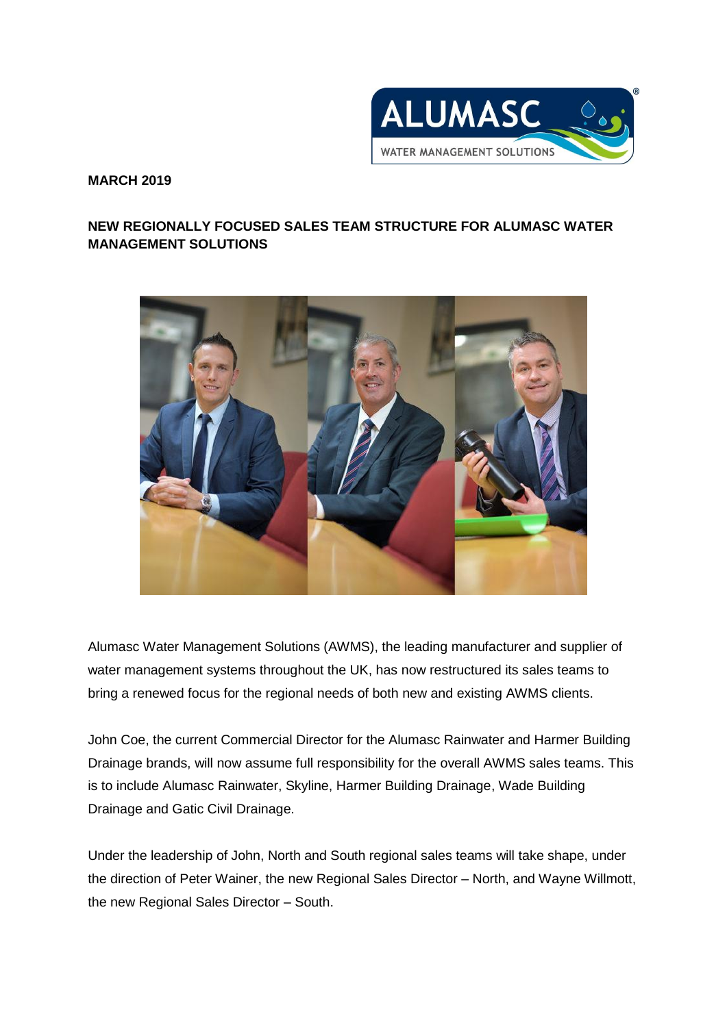**MARCH 2019**

**NEW REGIONALLY FOCUSED SALES TEAM STRUCTURE FOR ALUMASC WATER MANAGEMENT SOLUTIONS**

Alumasc Water Management Solutions (AWMS), the leading manufacturer and supplier of water management systems throughout the UK, has now restructured its sales teams to bring a renewed focus for the regional needs of both new and existing AWMS clients.

John Coe, the current Commercial Director for the Alumasc Rainwater and Harmer Building Drainage brands, will now assume full responsibility for the overall AWMS sales teams. This is to include Alumasc Rainwater, Skyline, Harmer Building Drainage, Wade Building Drainage and Gatic Civil Drainage.

Under the leadership of John, North and South regional sales teams will take shape, under the direction of Peter Wainer, the new Regional Sales Director – North, and Wayne Willmott, the new Regional Sales Director – South.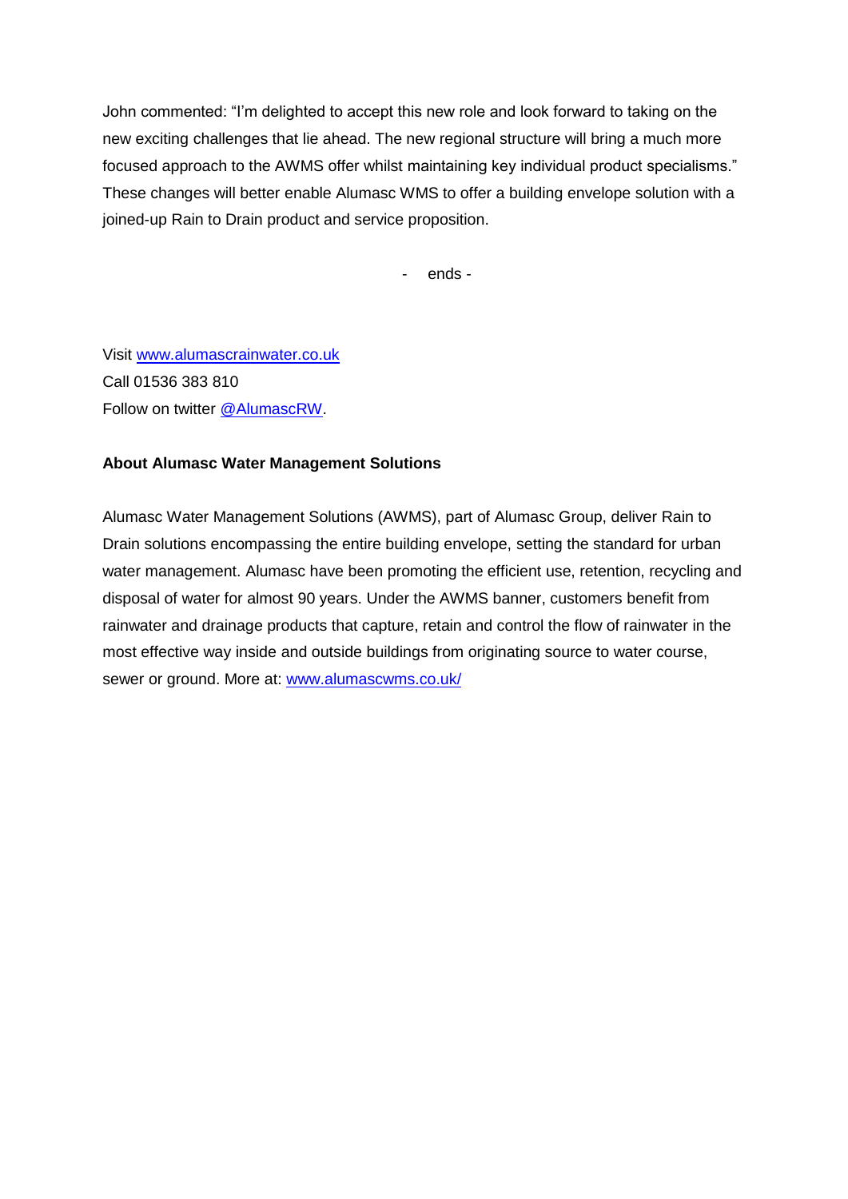John commented: "I'm delighted to accept this new role and look forward to taking on the new exciting challenges that lie ahead. The new regional structure will bring a much more focused approach to the AWMS offer whilst maintaining key individual product specialisms." These changes will better enable Alumasc WMS to offer a building envelope solution with a joined-up Rain to Drain product and service proposition.

- ends -

Visit www.alumascrainwater.co.uk
Call 01536 383 810
Follow on twitter @AlumascRW.

**About Alumasc Water Management Solutions**

Alumasc Water Management Solutions (AWMS), part of Alumasc Group, deliver Rain to Drain solutions encompassing the entire building envelope, setting the standard for urban water management. Alumasc have been promoting the efficient use, retention, recycling and disposal of water for almost 90 years. Under the AWMS banner, customers benefit from rainwater and drainage products that capture, retain and control the flow of rainwater in the most effective way inside and outside buildings from originating source to water course, sewer or ground. More at: www.alumascwms.co.uk/